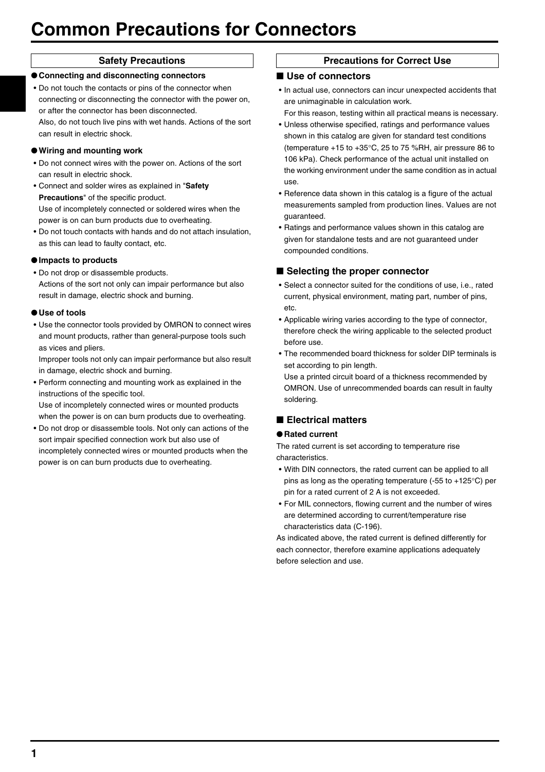# Common Precautions for Connectors

## Safety Precautions

### ● Connecting and disconnecting connectors

- Do not touch the contacts or pins of the connector when connecting or disconnecting the connector with the power on, or after the connector has been disconnected.
  Also, do not touch live pins with wet hands. Actions of the sort can result in electric shock.

### ● Wiring and mounting work

- Do not connect wires with the power on. Actions of the sort can result in electric shock.
- Connect and solder wires as explained in "**Safety Precautions**" of the specific product.
  Use of incompletely connected or soldered wires when the power is on can burn products due to overheating.
- Do not touch contacts with hands and do not attach insulation, as this can lead to faulty contact, etc.

### ● Impacts to products

- Do not drop or disassemble products.
  Actions of the sort not only can impair performance but also result in damage, electric shock and burning.

### ● Use of tools

- Use the connector tools provided by OMRON to connect wires and mount products, rather than general-purpose tools such as vices and pliers.
  Improper tools not only can impair performance but also result in damage, electric shock and burning.
- Perform connecting and mounting work as explained in the instructions of the specific tool.
  Use of incompletely connected wires or mounted products when the power is on can burn products due to overheating.
- Do not drop or disassemble tools. Not only can actions of the sort impair specified connection work but also use of incompletely connected wires or mounted products when the power is on can burn products due to overheating.

## Precautions for Correct Use

### ■ Use of connectors

- In actual use, connectors can incur unexpected accidents that are unimaginable in calculation work.
  For this reason, testing within all practical means is necessary.
- Unless otherwise specified, ratings and performance values shown in this catalog are given for standard test conditions (temperature +15 to +35°C, 25 to 75 %RH, air pressure 86 to 106 kPa). Check performance of the actual unit installed on the working environment under the same condition as in actual use.
- Reference data shown in this catalog is a figure of the actual measurements sampled from production lines. Values are not guaranteed.
- Ratings and performance values shown in this catalog are given for standalone tests and are not guaranteed under compounded conditions.

### ■ Selecting the proper connector

- Select a connector suited for the conditions of use, i.e., rated current, physical environment, mating part, number of pins, etc.
- Applicable wiring varies according to the type of connector, therefore check the wiring applicable to the selected product before use.
- The recommended board thickness for solder DIP terminals is set according to pin length.
  Use a printed circuit board of a thickness recommended by OMRON. Use of unrecommended boards can result in faulty soldering.

### ■ Electrical matters

#### ● Rated current

The rated current is set according to temperature rise characteristics.

- With DIN connectors, the rated current can be applied to all pins as long as the operating temperature (-55 to +125°C) per pin for a rated current of 2 A is not exceeded.
- For MIL connectors, flowing current and the number of wires are determined according to current/temperature rise characteristics data (C-196).

As indicated above, the rated current is defined differently for each connector, therefore examine applications adequately before selection and use.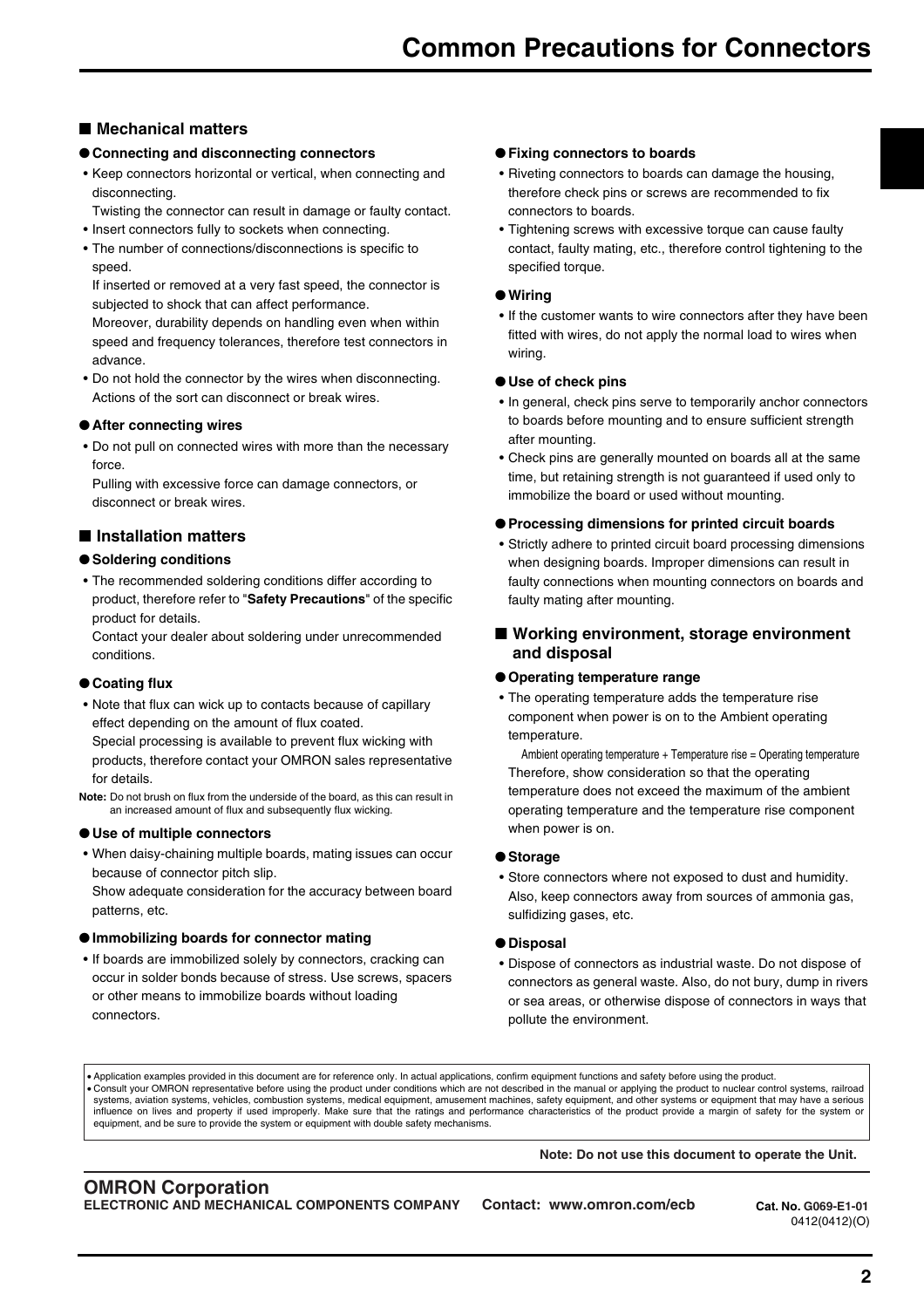# Common Precautions for Connectors

## ■ Mechanical matters

### ● Connecting and disconnecting connectors

- Keep connectors horizontal or vertical, when connecting and disconnecting.
  Twisting the connector can result in damage or faulty contact.
- Insert connectors fully to sockets when connecting.
- The number of connections/disconnections is specific to speed.
  If inserted or removed at a very fast speed, the connector is subjected to shock that can affect performance.
  Moreover, durability depends on handling even when within speed and frequency tolerances, therefore test connectors in advance.
- Do not hold the connector by the wires when disconnecting.
  Actions of the sort can disconnect or break wires.

### ● After connecting wires

- Do not pull on connected wires with more than the necessary force.
  Pulling with excessive force can damage connectors, or disconnect or break wires.

## ■ Installation matters

### ● Soldering conditions

- The recommended soldering conditions differ according to product, therefore refer to "**Safety Precautions**" of the specific product for details.
  Contact your dealer about soldering under unrecommended conditions.

### ● Coating flux

- Note that flux can wick up to contacts because of capillary effect depending on the amount of flux coated.
  Special processing is available to prevent flux wicking with products, therefore contact your OMRON sales representative for details.

**Note:** Do not brush on flux from the underside of the board, as this can result in an increased amount of flux and subsequently flux wicking.

### ● Use of multiple connectors

- When daisy-chaining multiple boards, mating issues can occur because of connector pitch slip.
  Show adequate consideration for the accuracy between board patterns, etc.

### ● Immobilizing boards for connector mating

- If boards are immobilized solely by connectors, cracking can occur in solder bonds because of stress. Use screws, spacers or other means to immobilize boards without loading connectors.

### ● Fixing connectors to boards

- Riveting connectors to boards can damage the housing, therefore check pins or screws are recommended to fix connectors to boards.
- Tightening screws with excessive torque can cause faulty contact, faulty mating, etc., therefore control tightening to the specified torque.

### ● Wiring

- If the customer wants to wire connectors after they have been fitted with wires, do not apply the normal load to wires when wiring.

### ● Use of check pins

- In general, check pins serve to temporarily anchor connectors to boards before mounting and to ensure sufficient strength after mounting.
- Check pins are generally mounted on boards all at the same time, but retaining strength is not guaranteed if used only to immobilize the board or used without mounting.

### ● Processing dimensions for printed circuit boards

- Strictly adhere to printed circuit board processing dimensions when designing boards. Improper dimensions can result in faulty connections when mounting connectors on boards and faulty mating after mounting.

## ■ Working environment, storage environment and disposal

### ● Operating temperature range

- The operating temperature adds the temperature rise component when power is on to the Ambient operating temperature.
  Ambient operating temperature + Temperature rise = Operating temperature
  Therefore, show consideration so that the operating temperature does not exceed the maximum of the ambient operating temperature and the temperature rise component when power is on.

### ● Storage

- Store connectors where not exposed to dust and humidity. Also, keep connectors away from sources of ammonia gas, sulfidizing gases, etc.

### ● Disposal

- Dispose of connectors as industrial waste. Do not dispose of connectors as general waste. Also, do not bury, dump in rivers or sea areas, or otherwise dispose of connectors in ways that pollute the environment.

---

- Application examples provided in this document are for reference only. In actual applications, confirm equipment functions and safety before using the product.
- Consult your OMRON representative before using the product under conditions which are not described in the manual or applying the product to nuclear control systems, railroad systems, aviation systems, vehicles, combustion systems, medical equipment, amusement machines, safety equipment, and other systems or equipment that may have a serious influence on lives and property if used improperly. Make sure that the ratings and performance characteristics of the product provide a margin of safety for the system or equipment, and be sure to provide the system or equipment with double safety mechanisms.

**Note: Do not use this document to operate the Unit.**

**OMRON Corporation**
**ELECTRONIC AND MECHANICAL COMPONENTS COMPANY** **Contact: www.omron.com/ecb**

**Cat. No. G069-E1-01**
0412(0412)(O)